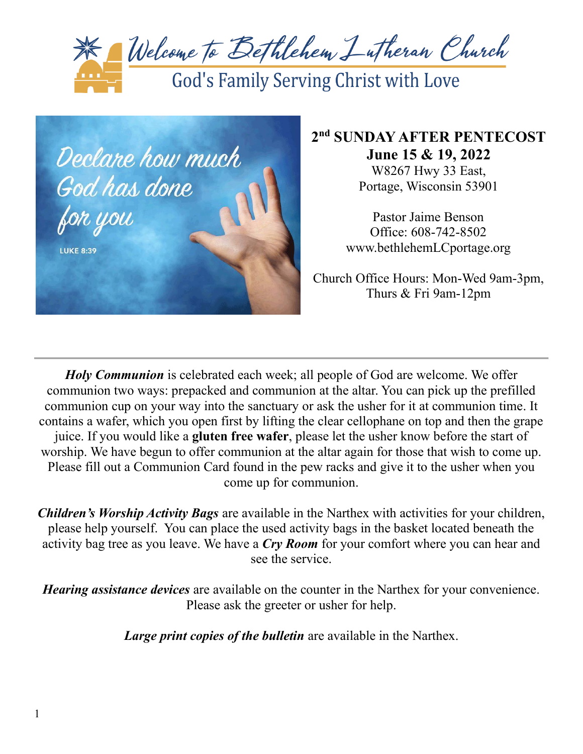# Welcome to Bethlehem Lutheran Church

God's Family Serving Christ with Love

Declare how much God has done for you

LUKE 8:39

**2nd SUNDAY AFTER PENTECOST**
**June 15 & 19, 2022**
W8267 Hwy 33 East,
Portage, Wisconsin 53901

Pastor Jaime Benson
Office: 608-742-8502
www.bethlehemLCportage.org

Church Office Hours: Mon-Wed 9am-3pm,
Thurs & Fri 9am-12pm

---

***Holy Communion*** is celebrated each week; all people of God are welcome. We offer communion two ways: prepacked and communion at the altar. You can pick up the prefilled communion cup on your way into the sanctuary or ask the usher for it at communion time. It contains a wafer, which you open first by lifting the clear cellophane on top and then the grape juice. If you would like a **gluten free wafer**, please let the usher know before the start of worship. We have begun to offer communion at the altar again for those that wish to come up. Please fill out a Communion Card found in the pew racks and give it to the usher when you come up for communion.

***Children's Worship Activity Bags*** are available in the Narthex with activities for your children, please help yourself. You can place the used activity bags in the basket located beneath the activity bag tree as you leave. We have a ***Cry Room*** for your comfort where you can hear and see the service.

***Hearing assistance devices*** are available on the counter in the Narthex for your convenience. Please ask the greeter or usher for help.

***Large print copies of the bulletin*** are available in the Narthex.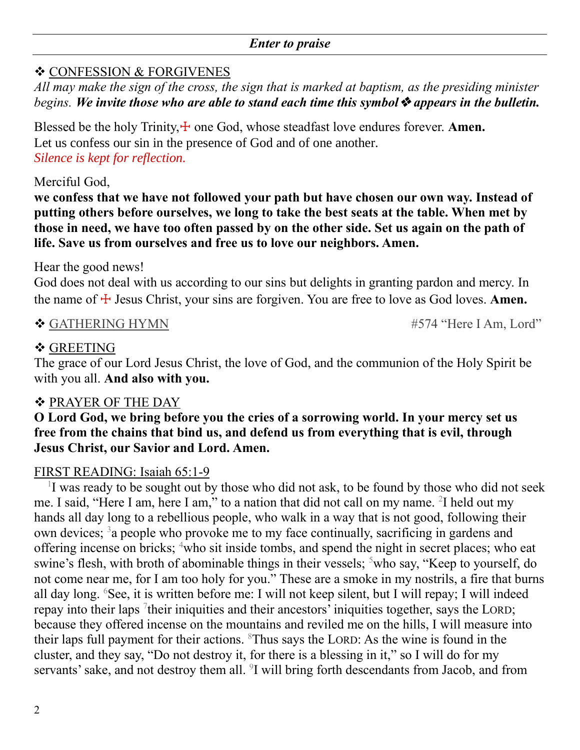***Enter to praise***

❖ CONFESSION & FORGIVENES

*All may make the sign of the cross, the sign that is marked at baptism, as the presiding minister begins.* ***We invite those who are able to stand each time this symbol❖ appears in the bulletin.***

Blessed be the holy Trinity,☩ one God, whose steadfast love endures forever. **Amen.**
Let us confess our sin in the presence of God and of one another.
*Silence is kept for reflection.*

Merciful God,
**we confess that we have not followed your path but have chosen our own way. Instead of putting others before ourselves, we long to take the best seats at the table. When met by those in need, we have too often passed by on the other side. Set us again on the path of life. Save us from ourselves and free us to love our neighbors. Amen.**

Hear the good news!
God does not deal with us according to our sins but delights in granting pardon and mercy. In the name of ☩ Jesus Christ, your sins are forgiven. You are free to love as God loves. **Amen.**

❖ GATHERING HYMN #574 "Here I Am, Lord"

❖ GREETING

The grace of our Lord Jesus Christ, the love of God, and the communion of the Holy Spirit be with you all. **And also with you.**

❖ PRAYER OF THE DAY

**O Lord God, we bring before you the cries of a sorrowing world. In your mercy set us free from the chains that bind us, and defend us from everything that is evil, through Jesus Christ, our Savior and Lord. Amen.**

FIRST READING: Isaiah 65:1-9

[1]I was ready to be sought out by those who did not ask, to be found by those who did not seek me. I said, "Here I am, here I am," to a nation that did not call on my name. [2]I held out my hands all day long to a rebellious people, who walk in a way that is not good, following their own devices; [3]a people who provoke me to my face continually, sacrificing in gardens and offering incense on bricks; [4]who sit inside tombs, and spend the night in secret places; who eat swine's flesh, with broth of abominable things in their vessels; [5]who say, "Keep to yourself, do not come near me, for I am too holy for you." These are a smoke in my nostrils, a fire that burns all day long. [6]See, it is written before me: I will not keep silent, but I will repay; I will indeed repay into their laps [7]their iniquities and their ancestors' iniquities together, says the LORD; because they offered incense on the mountains and reviled me on the hills, I will measure into their laps full payment for their actions. [8]Thus says the LORD: As the wine is found in the cluster, and they say, "Do not destroy it, for there is a blessing in it," so I will do for my servants' sake, and not destroy them all. [9]I will bring forth descendants from Jacob, and from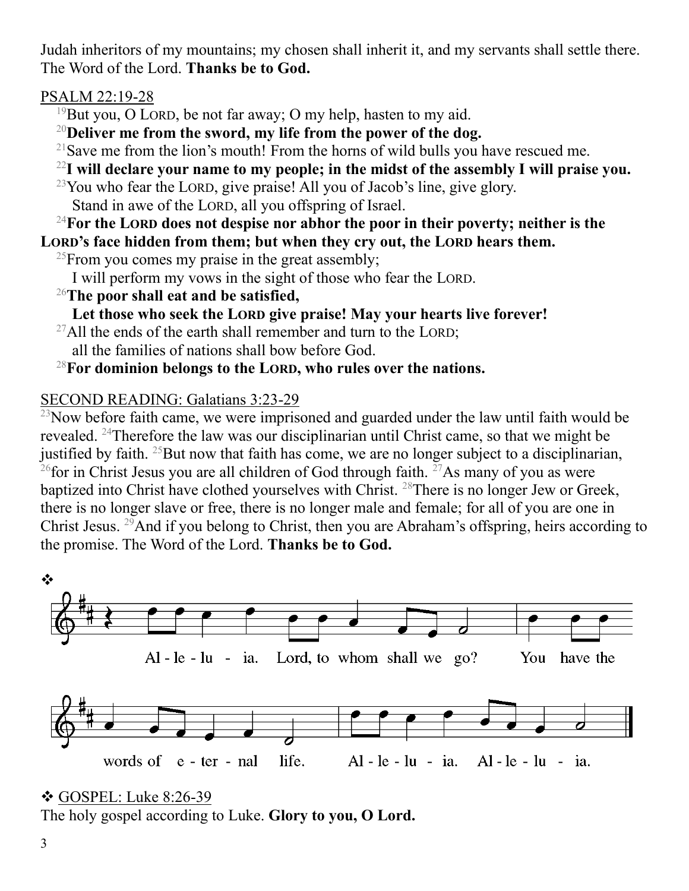Judah inheritors of my mountains; my chosen shall inherit it, and my servants shall settle there. The Word of the Lord. **Thanks be to God.**

PSALM 22:19-28

[19]But you, O LORD, be not far away; O my help, hasten to my aid.

[20]**Deliver me from the sword, my life from the power of the dog.**

[21]Save me from the lion's mouth! From the horns of wild bulls you have rescued me.

[22]**I will declare your name to my people; in the midst of the assembly I will praise you.**

[23]You who fear the LORD, give praise! All you of Jacob's line, give glory.
Stand in awe of the LORD, all you offspring of Israel.

[24]**For the LORD does not despise nor abhor the poor in their poverty; neither is the LORD's face hidden from them; but when they cry out, the LORD hears them.**

[25]From you comes my praise in the great assembly;
I will perform my vows in the sight of those who fear the LORD.

[26]**The poor shall eat and be satisfied,**
**Let those who seek the LORD give praise! May your hearts live forever!**

[27]All the ends of the earth shall remember and turn to the LORD;
all the families of nations shall bow before God.

[28]**For dominion belongs to the LORD, who rules over the nations.**

SECOND READING: Galatians 3:23-29

[23]Now before faith came, we were imprisoned and guarded under the law until faith would be revealed. [24]Therefore the law was our disciplinarian until Christ came, so that we might be justified by faith. [25]But now that faith has come, we are no longer subject to a disciplinarian, [26]for in Christ Jesus you are all children of God through faith. [27]As many of you as were baptized into Christ have clothed yourselves with Christ. [28]There is no longer Jew or Greek, there is no longer slave or free, there is no longer male and female; for all of you are one in Christ Jesus. [29]And if you belong to Christ, then you are Abraham's offspring, heirs according to the promise. The Word of the Lord. **Thanks be to God.**

❖

Alleluia. Lord, to whom shall we go? You have the words of eternal life. Alleluia. Alleluia.

❖ GOSPEL: Luke 8:26-39

The holy gospel according to Luke. **Glory to you, O Lord.**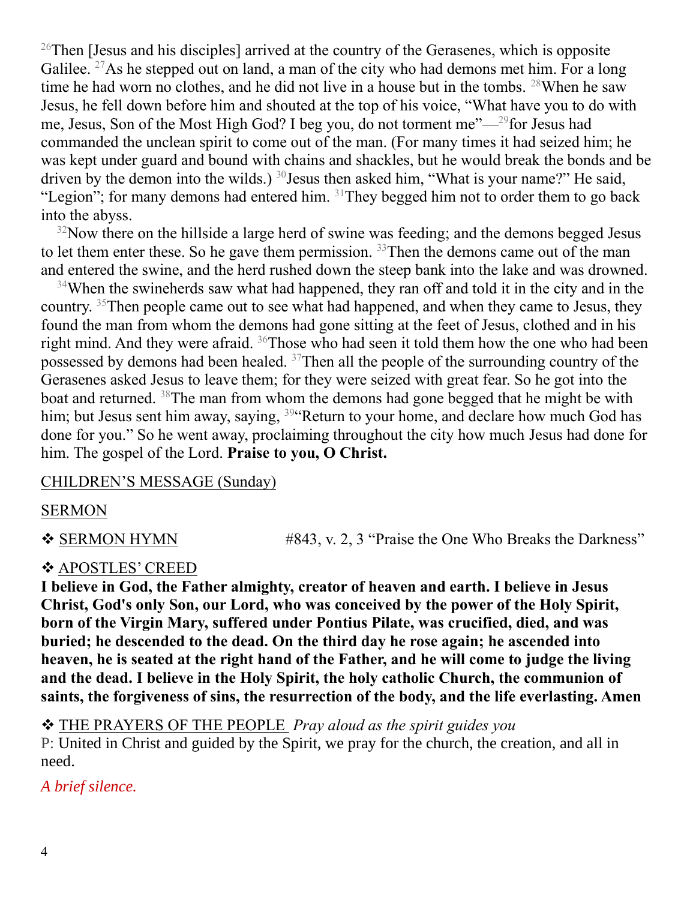[26]Then [Jesus and his disciples] arrived at the country of the Gerasenes, which is opposite Galilee. [27]As he stepped out on land, a man of the city who had demons met him. For a long time he had worn no clothes, and he did not live in a house but in the tombs. [28]When he saw Jesus, he fell down before him and shouted at the top of his voice, "What have you to do with me, Jesus, Son of the Most High God? I beg you, do not torment me"—[29]for Jesus had commanded the unclean spirit to come out of the man. (For many times it had seized him; he was kept under guard and bound with chains and shackles, but he would break the bonds and be driven by the demon into the wilds.) [30]Jesus then asked him, "What is your name?" He said, "Legion"; for many demons had entered him. [31]They begged him not to order them to go back into the abyss.

[32]Now there on the hillside a large herd of swine was feeding; and the demons begged Jesus to let them enter these. So he gave them permission. [33]Then the demons came out of the man and entered the swine, and the herd rushed down the steep bank into the lake and was drowned.

[34]When the swineherds saw what had happened, they ran off and told it in the city and in the country. [35]Then people came out to see what had happened, and when they came to Jesus, they found the man from whom the demons had gone sitting at the feet of Jesus, clothed and in his right mind. And they were afraid. [36]Those who had seen it told them how the one who had been possessed by demons had been healed. [37]Then all the people of the surrounding country of the Gerasenes asked Jesus to leave them; for they were seized with great fear. So he got into the boat and returned. [38]The man from whom the demons had gone begged that he might be with him; but Jesus sent him away, saying, [39]"Return to your home, and declare how much God has done for you." So he went away, proclaiming throughout the city how much Jesus had done for him. The gospel of the Lord. **Praise to you, O Christ.**

CHILDREN'S MESSAGE (Sunday)

SERMON

❖ SERMON HYMN #843, v. 2, 3 "Praise the One Who Breaks the Darkness"

❖ APOSTLES' CREED

**I believe in God, the Father almighty, creator of heaven and earth. I believe in Jesus Christ, God's only Son, our Lord, who was conceived by the power of the Holy Spirit, born of the Virgin Mary, suffered under Pontius Pilate, was crucified, died, and was buried; he descended to the dead. On the third day he rose again; he ascended into heaven, he is seated at the right hand of the Father, and he will come to judge the living and the dead. I believe in the Holy Spirit, the holy catholic Church, the communion of saints, the forgiveness of sins, the resurrection of the body, and the life everlasting. Amen**

❖ THE PRAYERS OF THE PEOPLE *Pray aloud as the spirit guides you*

P: United in Christ and guided by the Spirit, we pray for the church, the creation, and all in need.

*A brief silence.*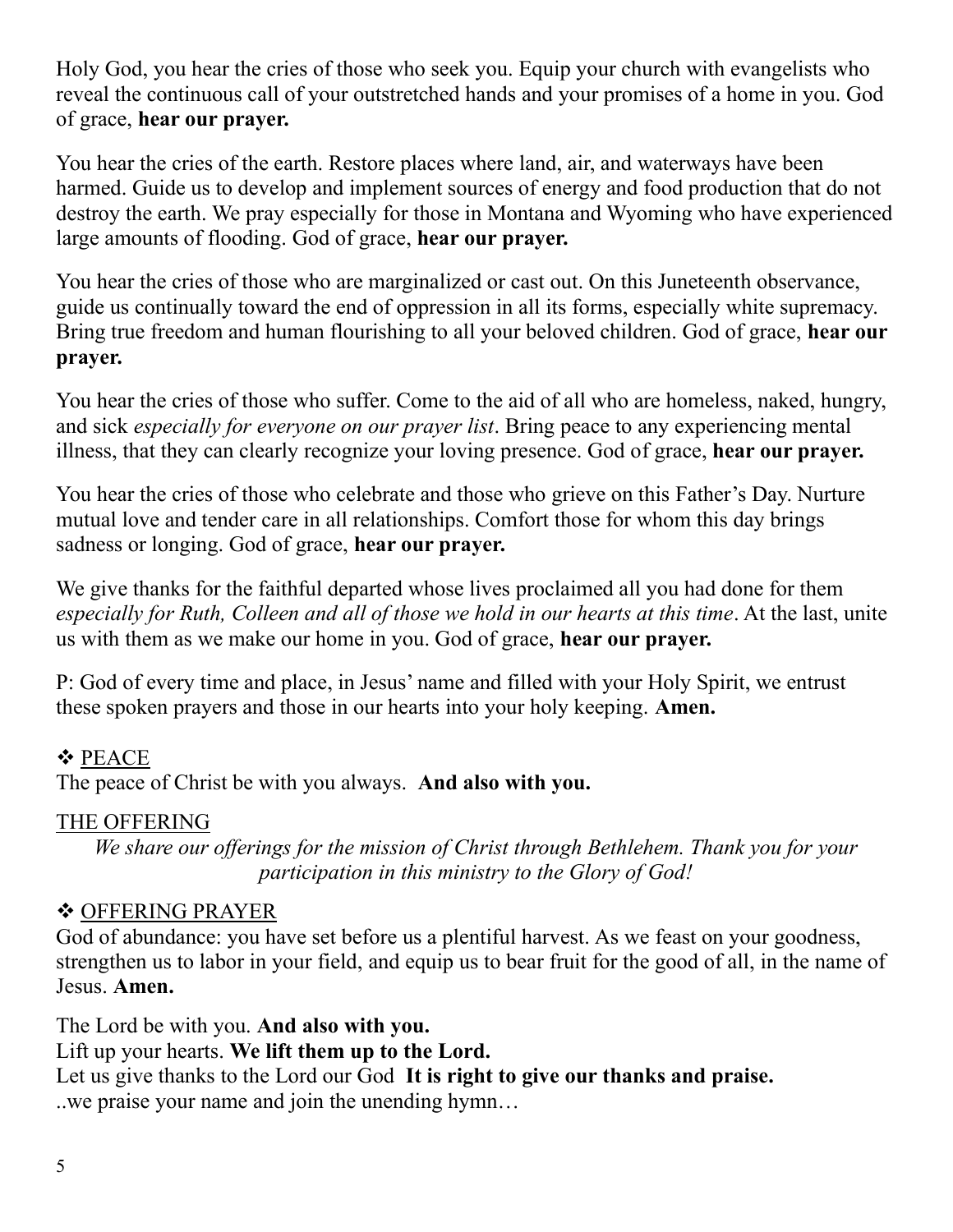Holy God, you hear the cries of those who seek you. Equip your church with evangelists who reveal the continuous call of your outstretched hands and your promises of a home in you. God of grace, **hear our prayer.**

You hear the cries of the earth. Restore places where land, air, and waterways have been harmed. Guide us to develop and implement sources of energy and food production that do not destroy the earth. We pray especially for those in Montana and Wyoming who have experienced large amounts of flooding. God of grace, **hear our prayer.**

You hear the cries of those who are marginalized or cast out. On this Juneteenth observance, guide us continually toward the end of oppression in all its forms, especially white supremacy. Bring true freedom and human flourishing to all your beloved children. God of grace, **hear our prayer.**

You hear the cries of those who suffer. Come to the aid of all who are homeless, naked, hungry, and sick *especially for everyone on our prayer list*. Bring peace to any experiencing mental illness, that they can clearly recognize your loving presence. God of grace, **hear our prayer.**

You hear the cries of those who celebrate and those who grieve on this Father's Day. Nurture mutual love and tender care in all relationships. Comfort those for whom this day brings sadness or longing. God of grace, **hear our prayer.**

We give thanks for the faithful departed whose lives proclaimed all you had done for them *especially for Ruth, Colleen and all of those we hold in our hearts at this time*. At the last, unite us with them as we make our home in you. God of grace, **hear our prayer.**

P: God of every time and place, in Jesus' name and filled with your Holy Spirit, we entrust these spoken prayers and those in our hearts into your holy keeping. **Amen.**

❖ PEACE

The peace of Christ be with you always. **And also with you.**

THE OFFERING

*We share our offerings for the mission of Christ through Bethlehem. Thank you for your participation in this ministry to the Glory of God!*

❖ OFFERING PRAYER

God of abundance: you have set before us a plentiful harvest. As we feast on your goodness, strengthen us to labor in your field, and equip us to bear fruit for the good of all, in the name of Jesus. **Amen.**

The Lord be with you. **And also with you.**
Lift up your hearts. **We lift them up to the Lord.**
Let us give thanks to the Lord our God **It is right to give our thanks and praise.**
..we praise your name and join the unending hymn…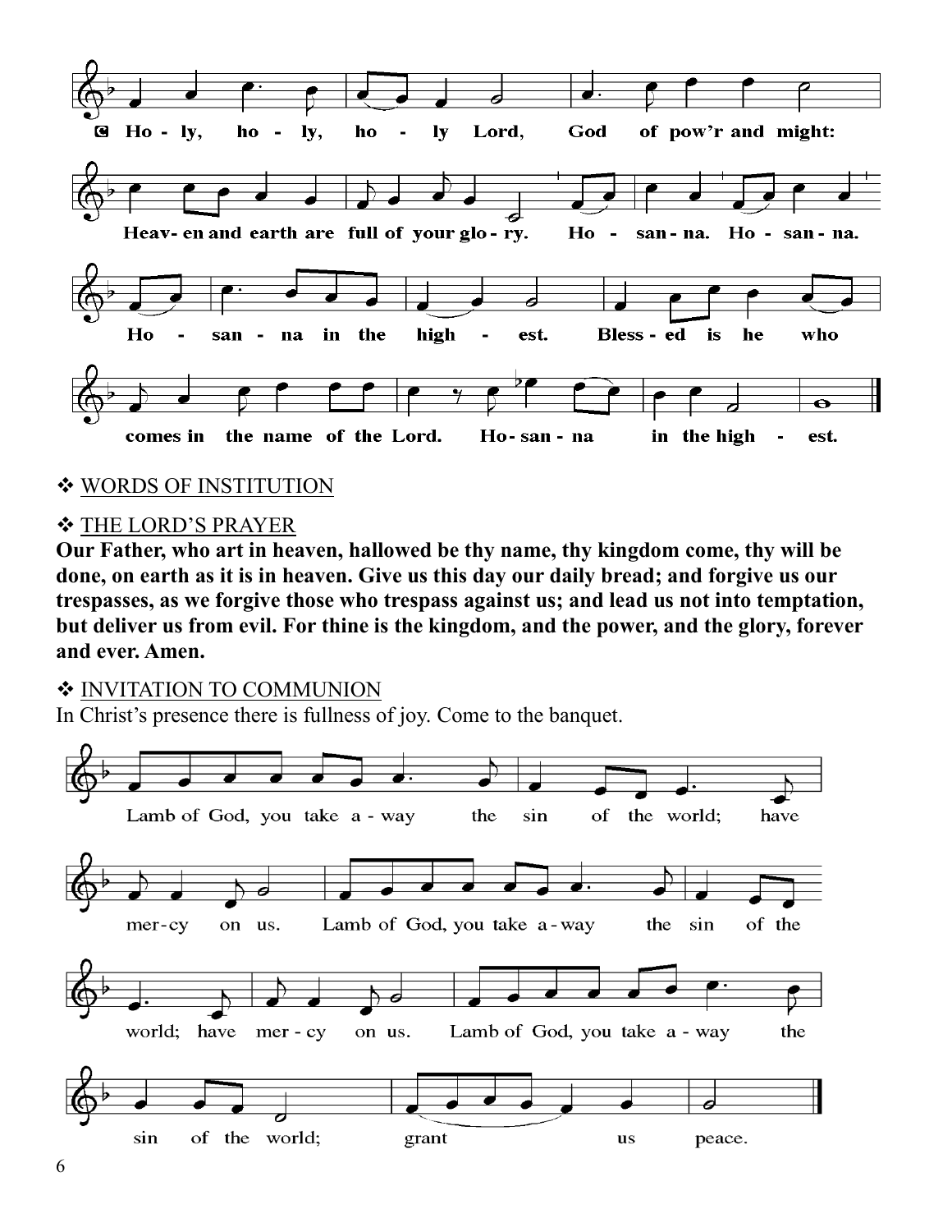**C** Holy, holy, holy Lord, God of pow'r and might: Heaven and earth are full of your glory. Hosanna. Hosanna. Hosanna in the highest. Blessed is he who comes in the name of the Lord. Hosanna in the highest.

❖ WORDS OF INSTITUTION

❖ THE LORD'S PRAYER

**Our Father, who art in heaven, hallowed be thy name, thy kingdom come, thy will be done, on earth as it is in heaven. Give us this day our daily bread; and forgive us our trespasses, as we forgive those who trespass against us; and lead us not into temptation, but deliver us from evil. For thine is the kingdom, and the power, and the glory, forever and ever. Amen.**

❖ INVITATION TO COMMUNION

In Christ's presence there is fullness of joy. Come to the banquet.

Lamb of God, you take away the sin of the world; have mercy on us. Lamb of God, you take away the sin of the world; have mercy on us. Lamb of God, you take away the sin of the world; grant us peace.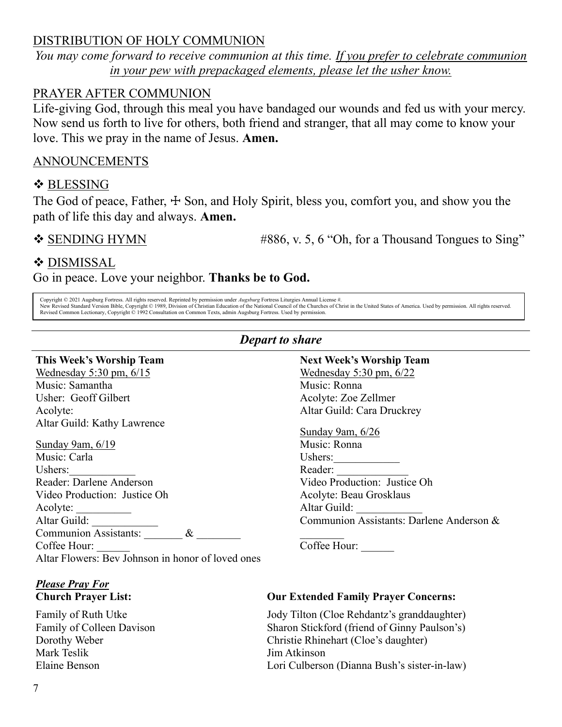DISTRIBUTION OF HOLY COMMUNION

*You may come forward to receive communion at this time. If you prefer to celebrate communion in your pew with prepackaged elements, please let the usher know.*

PRAYER AFTER COMMUNION

Life-giving God, through this meal you have bandaged our wounds and fed us with your mercy. Now send us forth to live for others, both friend and stranger, that all may come to know your love. This we pray in the name of Jesus. **Amen.**

ANNOUNCEMENTS

❖ BLESSING

The God of peace, Father, ☩ Son, and Holy Spirit, bless you, comfort you, and show you the path of life this day and always. **Amen.**

❖ SENDING HYMN #886, v. 5, 6 “Oh, for a Thousand Tongues to Sing”

❖ DISMISSAL

Go in peace. Love your neighbor. **Thanks be to God.**

Copyright © 2021 Augsburg Fortress. All rights reserved. Reprinted by permission under *Augsburg* Fortress Liturgies Annual License #.
New Revised Standard Version Bible, Copyright © 1989, Division of Christian Education of the National Council of the Churches of Christ in the United States of America. Used by permission. All rights reserved.
Revised Common Lectionary, Copyright © 1992 Consultation on Common Texts, admin Augsburg Fortress. Used by permission.

## *Depart to share*

**This Week’s Worship Team**

Wednesday 5:30 pm, 6/15
Music: Samantha
Usher: Geoff Gilbert
Acolyte:
Altar Guild: Kathy Lawrence

Sunday 9am, 6/19
Music: Carla
Ushers:____________
Reader: Darlene Anderson
Video Production: Justice Oh
Acolyte: __________
Altar Guild: ____________
Communion Assistants: _______ & ________
Coffee Hour: ______
Altar Flowers: Bev Johnson in honor of loved ones

**Next Week’s Worship Team**

Wednesday 5:30 pm, 6/22
Music: Ronna
Acolyte: Zoe Zellmer
Altar Guild: Cara Druckrey

Sunday 9am, 6/26
Music: Ronna
Ushers:____________
Reader: _____________
Video Production: Justice Oh
Acolyte: Beau Grosklaus
Altar Guild: ____________
Communion Assistants: Darlene Anderson & ________
Coffee Hour: ______

***Please Pray For***

**Church Prayer List:**

Family of Ruth Utke
Family of Colleen Davison
Dorothy Weber
Mark Teslik
Elaine Benson

**Our Extended Family Prayer Concerns:**

Jody Tilton (Cloe Rehdantz’s granddaughter)
Sharon Stickford (friend of Ginny Paulson’s)
Christie Rhinehart (Cloe’s daughter)
Jim Atkinson
Lori Culberson (Dianna Bush’s sister-in-law)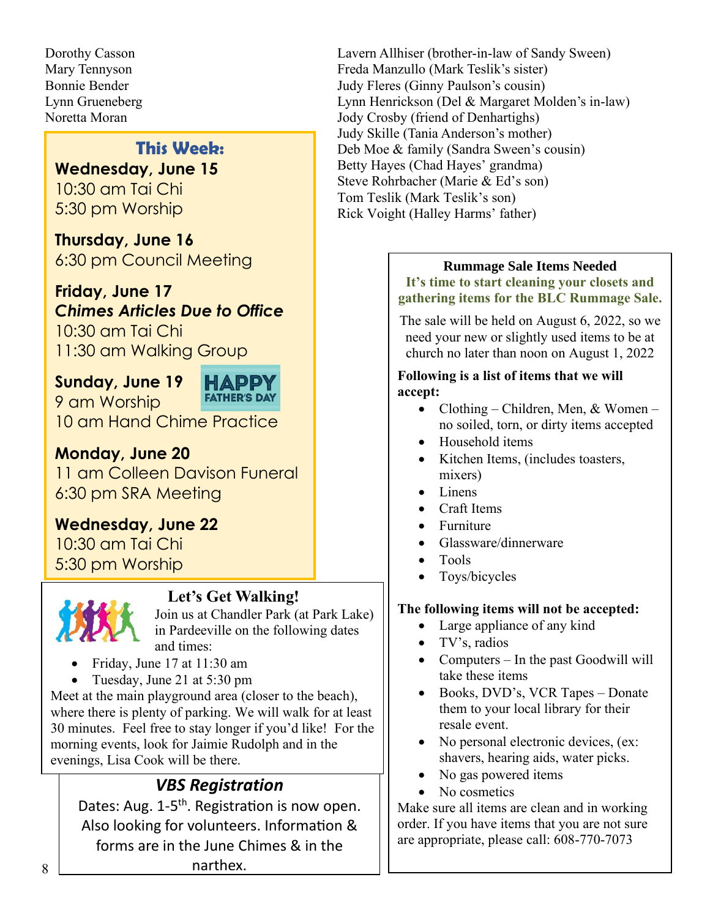Dorothy Casson
Mary Tennyson
Bonnie Bender
Lynn Grueneberg
Noretta Moran

Lavern Allhiser (brother-in-law of Sandy Sween)
Freda Manzullo (Mark Teslik's sister)
Judy Fleres (Ginny Paulson's cousin)
Lynn Henrickson (Del & Margaret Molden's in-law)
Jody Crosby (friend of Denhartighs)
Judy Skille (Tania Anderson's mother)
Deb Moe & family (Sandra Sween's cousin)
Betty Hayes (Chad Hayes' grandma)
Steve Rohrbacher (Marie & Ed's son)
Tom Teslik (Mark Teslik's son)
Rick Voight (Halley Harms' father)

## This Week:

**Wednesday, June 15**
10:30 am Tai Chi
5:30 pm Worship

**Thursday, June 16**
6:30 pm Council Meeting

**Friday, June 17**
***Chimes Articles Due to Office***
10:30 am Tai Chi
11:30 am Walking Group

**Sunday, June 19**
HAPPY FATHER'S DAY
9 am Worship
10 am Hand Chime Practice

**Monday, June 20**
11 am Colleen Davison Funeral
6:30 pm SRA Meeting

**Wednesday, June 22**
10:30 am Tai Chi
5:30 pm Worship

## Let's Get Walking!

Join us at Chandler Park (at Park Lake) in Pardeeville on the following dates and times:

- Friday, June 17 at 11:30 am
- Tuesday, June 21 at 5:30 pm

Meet at the main playground area (closer to the beach), where there is plenty of parking. We will walk for at least 30 minutes. Feel free to stay longer if you'd like! For the morning events, look for Jaimie Rudolph and in the evenings, Lisa Cook will be there.

## *VBS Registration*

Dates: Aug. 1-5th. Registration is now open. Also looking for volunteers. Information & forms are in the June Chimes & in the narthex.

## Rummage Sale Items Needed

**It's time to start cleaning your closets and gathering items for the BLC Rummage Sale.**

The sale will be held on August 6, 2022, so we need your new or slightly used items to be at church no later than noon on August 1, 2022

**Following is a list of items that we will accept:**

- Clothing – Children, Men, & Women – no soiled, torn, or dirty items accepted
- Household items
- Kitchen Items, (includes toasters, mixers)
- Linens
- Craft Items
- Furniture
- Glassware/dinnerware
- Tools
- Toys/bicycles

**The following items will not be accepted:**

- Large appliance of any kind
- TV's, radios
- Computers – In the past Goodwill will take these items
- Books, DVD's, VCR Tapes – Donate them to your local library for their resale event.
- No personal electronic devices, (ex: shavers, hearing aids, water picks.
- No gas powered items
- No cosmetics

Make sure all items are clean and in working order. If you have items that you are not sure are appropriate, please call: 608-770-7073